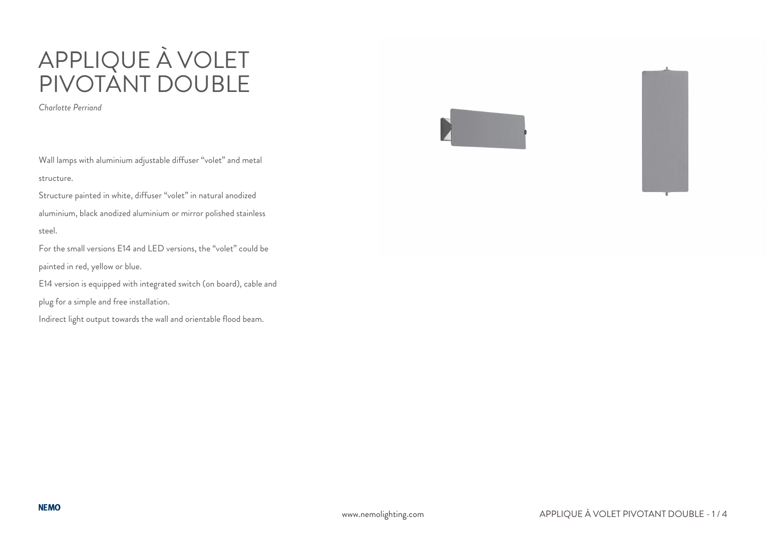# APPLIQUE À VOLET PIVOTANT DOUBLE

*Charlotte Perriand*

Wall lamps with aluminium adjustable diffuser “volet” and metal structure.

Structure painted in white, diffuser “volet” in natural anodized aluminium, black anodized aluminium or mirror polished stainless steel.

For the small versions E14 and LED versions, the “volet” could be painted in red, yellow or blue.

E14 version is equipped with integrated switch (on board), cable and plug for a simple and free installation.

Indirect light output towards the wall and orientable flood beam.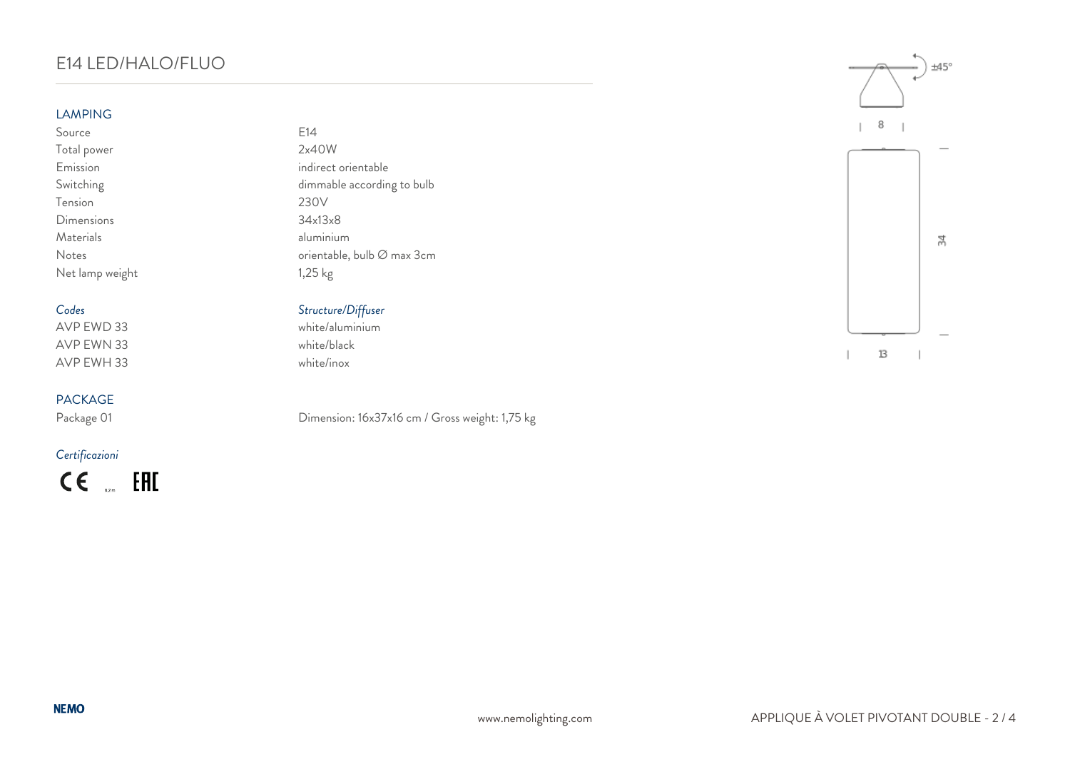# E14 LED/HALO/FLUO

## LAMPING

| | |
|---|---|
| Source | E14 |
| Total power | 2x40W |
| Emission | indirect orientable |
| Switching | dimmable according to bulb |
| Tension | 230V |
| Dimensions | 34x13x8 |
| Materials | aluminium |
| Notes | orientable, bulb ∅ max 3cm |
| Net lamp weight | 1,25 kg |

| *Codes* | *Structure/Diffuser* |
|---|---|
| AVP EWD 33 | white/aluminium |
| AVP EWN 33 | white/black |
| AVP EWH 33 | white/inox |

## PACKAGE

Package 01 — Dimension: 16x37x16 cm / Gross weight: 1,75 kg

*Certificazioni*

±45°

8

34

13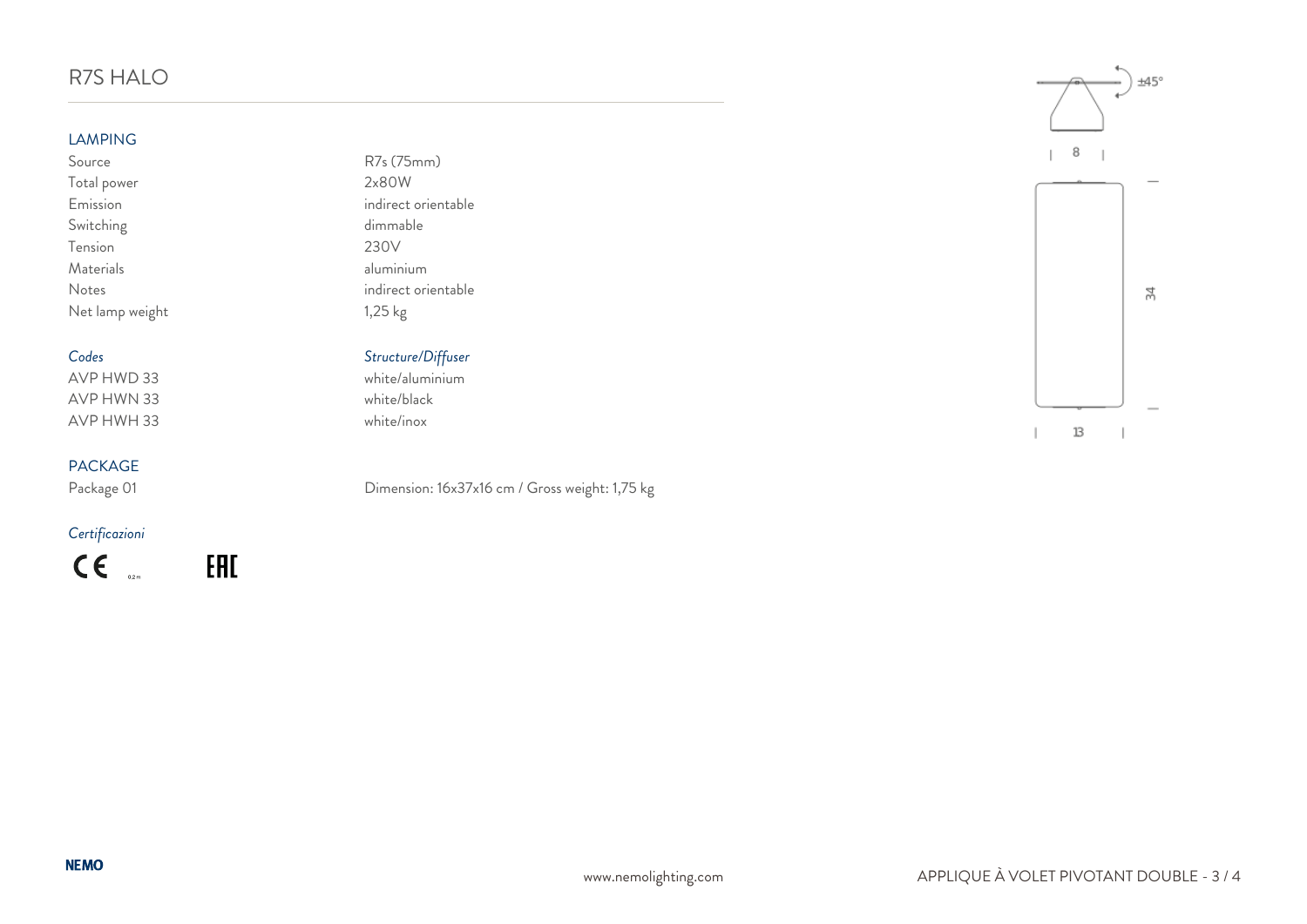# R7S HALO

## LAMPING

| | |
|---|---|
| Source | R7s (75mm) |
| Total power | 2x80W |
| Emission | indirect orientable |
| Switching | dimmable |
| Tension | 230V |
| Materials | aluminium |
| Notes | indirect orientable |
| Net lamp weight | 1,25 kg |

| *Codes* | *Structure/Diffuser* |
|---|---|
| AVP HWD 33 | white/aluminium |
| AVP HWN 33 | white/black |
| AVP HWH 33 | white/inox |

## PACKAGE

Package 01 — Dimension: 16x37x16 cm / Gross weight: 1,75 kg

*Certificazioni*

CE 0.2 m EAC

±45°

8

34

13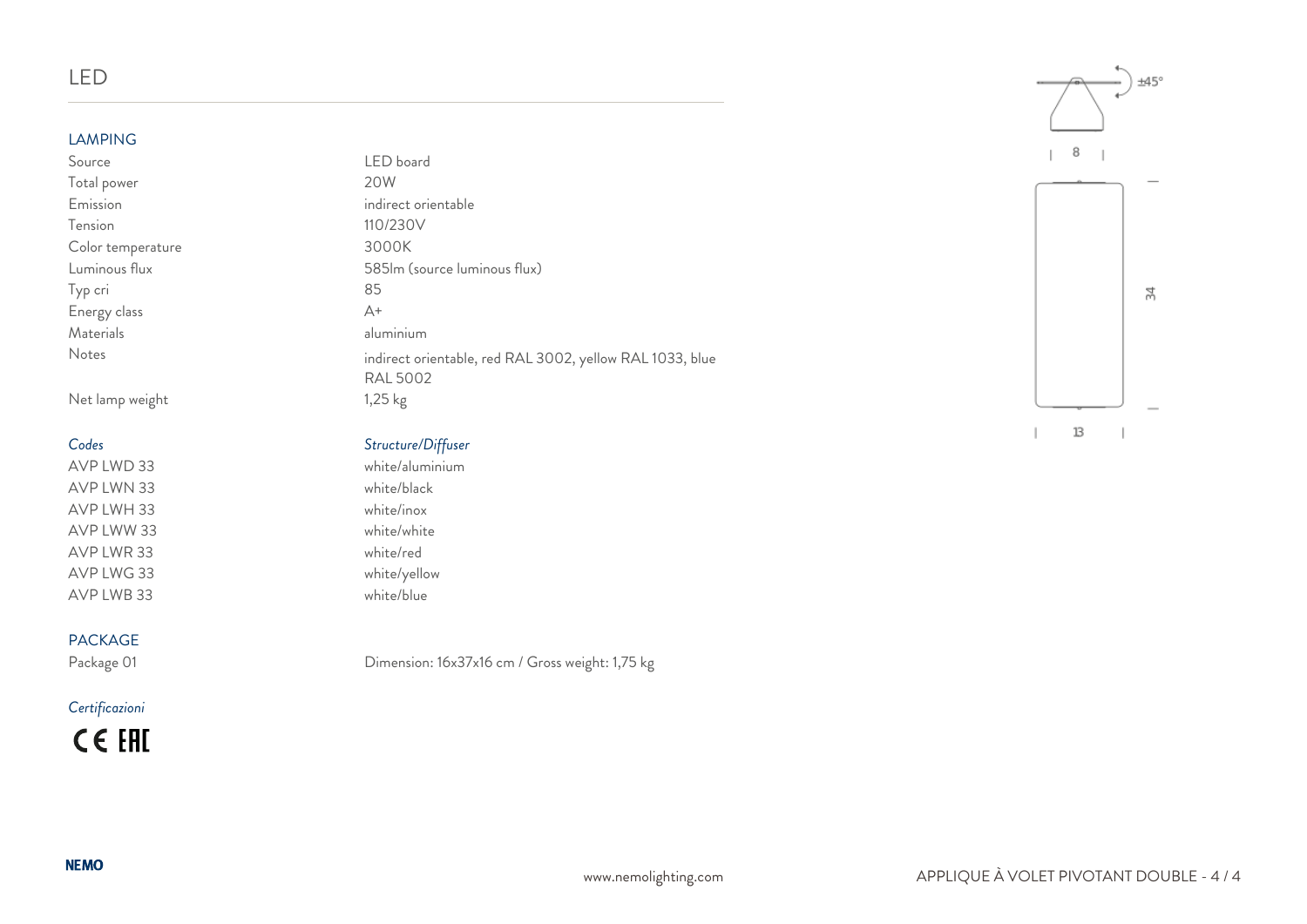# LED

## LAMPING

| | |
|---|---|
| Source | LED board |
| Total power | 20W |
| Emission | indirect orientable |
| Tension | 110/230V |
| Color temperature | 3000K |
| Luminous flux | 585lm (source luminous flux) |
| Typ cri | 85 |
| Energy class | A+ |
| Materials | aluminium |
| Notes | indirect orientable, red RAL 3002, yellow RAL 1033, blue RAL 5002 |
| Net lamp weight | 1,25 kg |

| *Codes* | *Structure/Diffuser* |
|---|---|
| AVP LWD 33 | white/aluminium |
| AVP LWN 33 | white/black |
| AVP LWH 33 | white/inox |
| AVP LWW 33 | white/white |
| AVP LWR 33 | white/red |
| AVP LWG 33 | white/yellow |
| AVP LWB 33 | white/blue |

## PACKAGE

| | |
|---|---|
| Package 01 | Dimension: 16x37x16 cm / Gross weight: 1,75 kg |

*Certificazioni*

CE EAC

±45°

8

34

13

NEMO

www.nemolighting.com

APPLIQUE À VOLET PIVOTANT DOUBLE